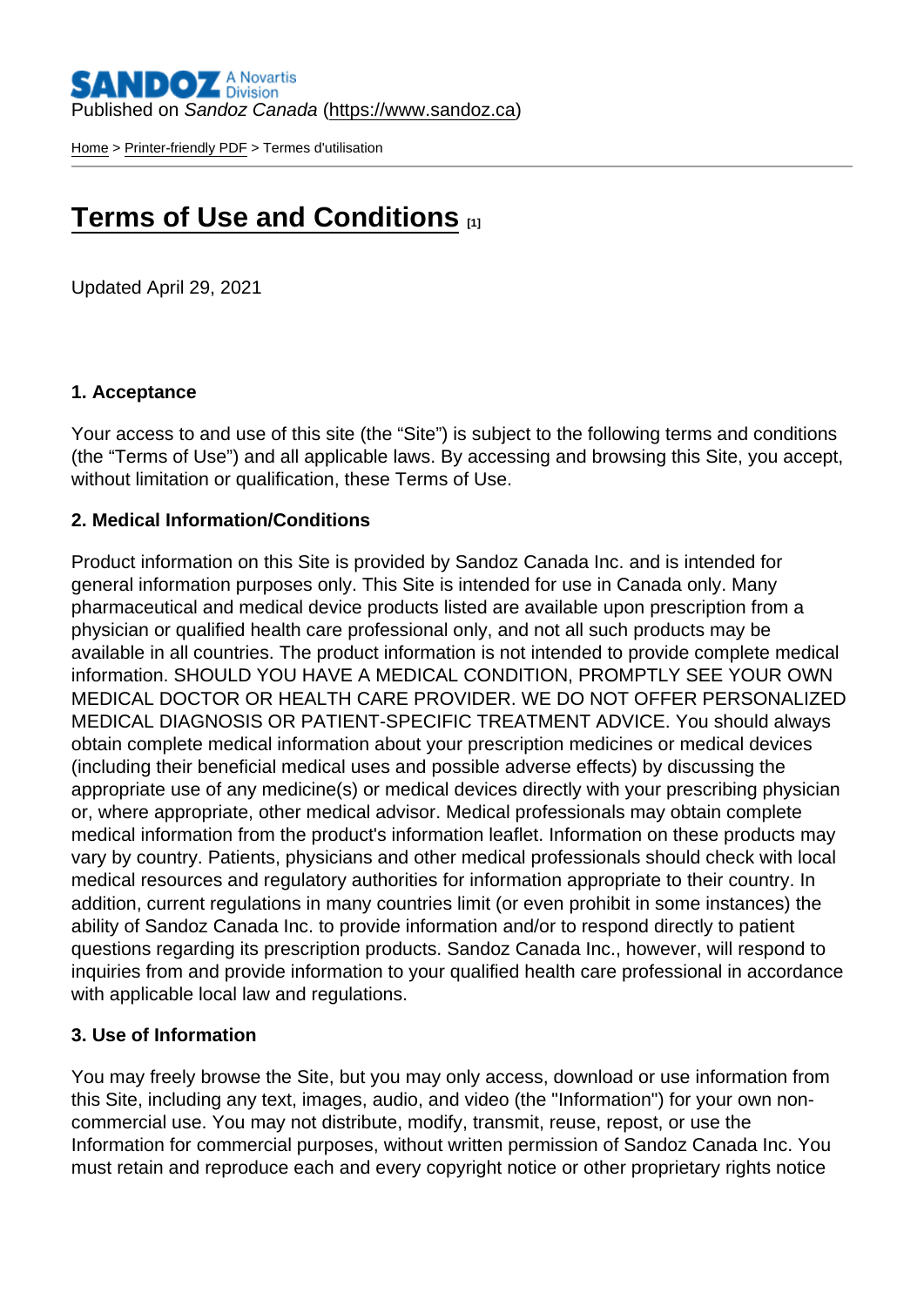Published on *Sandoz Canada* (https://www.sandoz.ca)

Home > Printer-friendly PDF > Termes d'utilisation

# Terms of Use and Conditions [1]

Updated April 29, 2021

**1. Acceptance**

Your access to and use of this site (the “Site”) is subject to the following terms and conditions (the “Terms of Use”) and all applicable laws. By accessing and browsing this Site, you accept, without limitation or qualification, these Terms of Use.

**2. Medical Information/Conditions**

Product information on this Site is provided by Sandoz Canada Inc. and is intended for general information purposes only. This Site is intended for use in Canada only. Many pharmaceutical and medical device products listed are available upon prescription from a physician or qualified health care professional only, and not all such products may be available in all countries. The product information is not intended to provide complete medical information. SHOULD YOU HAVE A MEDICAL CONDITION, PROMPTLY SEE YOUR OWN MEDICAL DOCTOR OR HEALTH CARE PROVIDER. WE DO NOT OFFER PERSONALIZED MEDICAL DIAGNOSIS OR PATIENT-SPECIFIC TREATMENT ADVICE. You should always obtain complete medical information about your prescription medicines or medical devices (including their beneficial medical uses and possible adverse effects) by discussing the appropriate use of any medicine(s) or medical devices directly with your prescribing physician or, where appropriate, other medical advisor. Medical professionals may obtain complete medical information from the product's information leaflet. Information on these products may vary by country. Patients, physicians and other medical professionals should check with local medical resources and regulatory authorities for information appropriate to their country. In addition, current regulations in many countries limit (or even prohibit in some instances) the ability of Sandoz Canada Inc. to provide information and/or to respond directly to patient questions regarding its prescription products. Sandoz Canada Inc., however, will respond to inquiries from and provide information to your qualified health care professional in accordance with applicable local law and regulations.

**3. Use of Information**

You may freely browse the Site, but you may only access, download or use information from this Site, including any text, images, audio, and video (the "Information") for your own non-commercial use. You may not distribute, modify, transmit, reuse, repost, or use the Information for commercial purposes, without written permission of Sandoz Canada Inc. You must retain and reproduce each and every copyright notice or other proprietary rights notice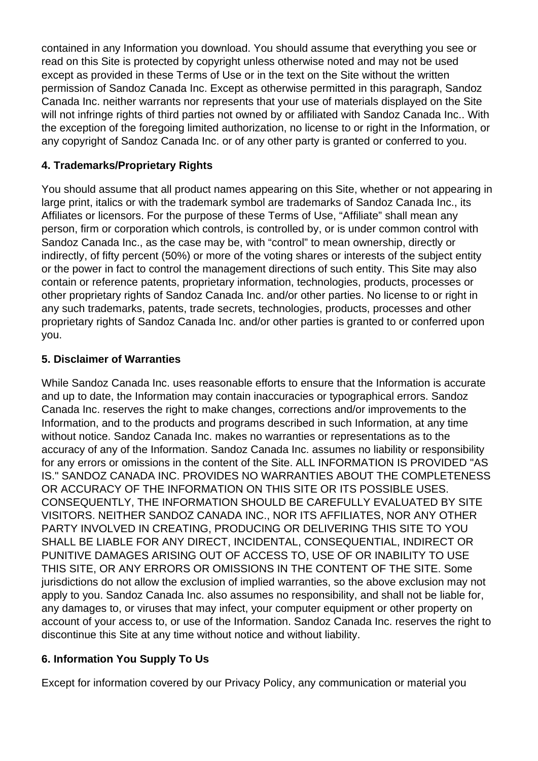contained in any Information you download. You should assume that everything you see or read on this Site is protected by copyright unless otherwise noted and may not be used except as provided in these Terms of Use or in the text on the Site without the written permission of Sandoz Canada Inc. Except as otherwise permitted in this paragraph, Sandoz Canada Inc. neither warrants nor represents that your use of materials displayed on the Site will not infringe rights of third parties not owned by or affiliated with Sandoz Canada Inc.. With the exception of the foregoing limited authorization, no license to or right in the Information, or any copyright of Sandoz Canada Inc. or of any other party is granted or conferred to you.

**4. Trademarks/Proprietary Rights**

You should assume that all product names appearing on this Site, whether or not appearing in large print, italics or with the trademark symbol are trademarks of Sandoz Canada Inc., its Affiliates or licensors. For the purpose of these Terms of Use, “Affiliate” shall mean any person, firm or corporation which controls, is controlled by, or is under common control with Sandoz Canada Inc., as the case may be, with “control” to mean ownership, directly or indirectly, of fifty percent (50%) or more of the voting shares or interests of the subject entity or the power in fact to control the management directions of such entity. This Site may also contain or reference patents, proprietary information, technologies, products, processes or other proprietary rights of Sandoz Canada Inc. and/or other parties. No license to or right in any such trademarks, patents, trade secrets, technologies, products, processes and other proprietary rights of Sandoz Canada Inc. and/or other parties is granted to or conferred upon you.

**5. Disclaimer of Warranties**

While Sandoz Canada Inc. uses reasonable efforts to ensure that the Information is accurate and up to date, the Information may contain inaccuracies or typographical errors. Sandoz Canada Inc. reserves the right to make changes, corrections and/or improvements to the Information, and to the products and programs described in such Information, at any time without notice. Sandoz Canada Inc. makes no warranties or representations as to the accuracy of any of the Information. Sandoz Canada Inc. assumes no liability or responsibility for any errors or omissions in the content of the Site. ALL INFORMATION IS PROVIDED "AS IS." SANDOZ CANADA INC. PROVIDES NO WARRANTIES ABOUT THE COMPLETENESS OR ACCURACY OF THE INFORMATION ON THIS SITE OR ITS POSSIBLE USES. CONSEQUENTLY, THE INFORMATION SHOULD BE CAREFULLY EVALUATED BY SITE VISITORS. NEITHER SANDOZ CANADA INC., NOR ITS AFFILIATES, NOR ANY OTHER PARTY INVOLVED IN CREATING, PRODUCING OR DELIVERING THIS SITE TO YOU SHALL BE LIABLE FOR ANY DIRECT, INCIDENTAL, CONSEQUENTIAL, INDIRECT OR PUNITIVE DAMAGES ARISING OUT OF ACCESS TO, USE OF OR INABILITY TO USE THIS SITE, OR ANY ERRORS OR OMISSIONS IN THE CONTENT OF THE SITE. Some jurisdictions do not allow the exclusion of implied warranties, so the above exclusion may not apply to you. Sandoz Canada Inc. also assumes no responsibility, and shall not be liable for, any damages to, or viruses that may infect, your computer equipment or other property on account of your access to, or use of the Information. Sandoz Canada Inc. reserves the right to discontinue this Site at any time without notice and without liability.

**6. Information You Supply To Us**

Except for information covered by our Privacy Policy, any communication or material you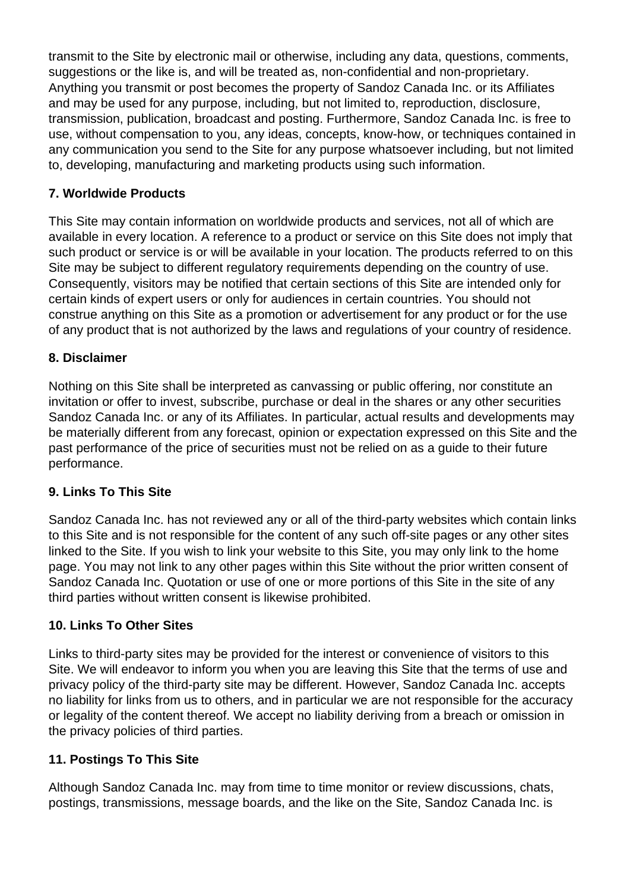transmit to the Site by electronic mail or otherwise, including any data, questions, comments, suggestions or the like is, and will be treated as, non-confidential and non-proprietary. Anything you transmit or post becomes the property of Sandoz Canada Inc. or its Affiliates and may be used for any purpose, including, but not limited to, reproduction, disclosure, transmission, publication, broadcast and posting. Furthermore, Sandoz Canada Inc. is free to use, without compensation to you, any ideas, concepts, know-how, or techniques contained in any communication you send to the Site for any purpose whatsoever including, but not limited to, developing, manufacturing and marketing products using such information.

**7. Worldwide Products**

This Site may contain information on worldwide products and services, not all of which are available in every location. A reference to a product or service on this Site does not imply that such product or service is or will be available in your location. The products referred to on this Site may be subject to different regulatory requirements depending on the country of use. Consequently, visitors may be notified that certain sections of this Site are intended only for certain kinds of expert users or only for audiences in certain countries. You should not construe anything on this Site as a promotion or advertisement for any product or for the use of any product that is not authorized by the laws and regulations of your country of residence.

**8. Disclaimer**

Nothing on this Site shall be interpreted as canvassing or public offering, nor constitute an invitation or offer to invest, subscribe, purchase or deal in the shares or any other securities Sandoz Canada Inc. or any of its Affiliates. In particular, actual results and developments may be materially different from any forecast, opinion or expectation expressed on this Site and the past performance of the price of securities must not be relied on as a guide to their future performance.

**9. Links To This Site**

Sandoz Canada Inc. has not reviewed any or all of the third-party websites which contain links to this Site and is not responsible for the content of any such off-site pages or any other sites linked to the Site. If you wish to link your website to this Site, you may only link to the home page. You may not link to any other pages within this Site without the prior written consent of Sandoz Canada Inc. Quotation or use of one or more portions of this Site in the site of any third parties without written consent is likewise prohibited.

**10. Links To Other Sites**

Links to third-party sites may be provided for the interest or convenience of visitors to this Site. We will endeavor to inform you when you are leaving this Site that the terms of use and privacy policy of the third-party site may be different. However, Sandoz Canada Inc. accepts no liability for links from us to others, and in particular we are not responsible for the accuracy or legality of the content thereof. We accept no liability deriving from a breach or omission in the privacy policies of third parties.

**11. Postings To This Site**

Although Sandoz Canada Inc. may from time to time monitor or review discussions, chats, postings, transmissions, message boards, and the like on the Site, Sandoz Canada Inc. is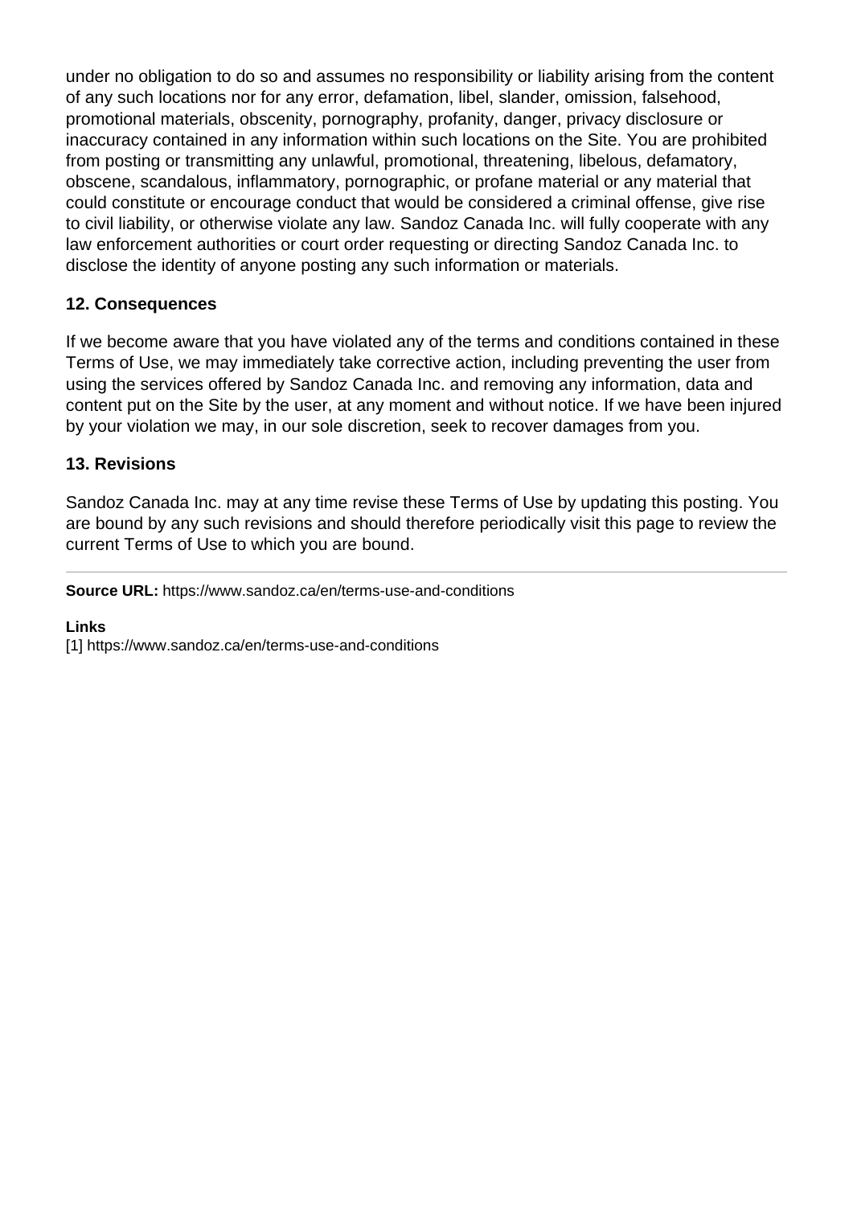under no obligation to do so and assumes no responsibility or liability arising from the content of any such locations nor for any error, defamation, libel, slander, omission, falsehood, promotional materials, obscenity, pornography, profanity, danger, privacy disclosure or inaccuracy contained in any information within such locations on the Site. You are prohibited from posting or transmitting any unlawful, promotional, threatening, libelous, defamatory, obscene, scandalous, inflammatory, pornographic, or profane material or any material that could constitute or encourage conduct that would be considered a criminal offense, give rise to civil liability, or otherwise violate any law. Sandoz Canada Inc. will fully cooperate with any law enforcement authorities or court order requesting or directing Sandoz Canada Inc. to disclose the identity of anyone posting any such information or materials.

### 12. Consequences

If we become aware that you have violated any of the terms and conditions contained in these Terms of Use, we may immediately take corrective action, including preventing the user from using the services offered by Sandoz Canada Inc. and removing any information, data and content put on the Site by the user, at any moment and without notice. If we have been injured by your violation we may, in our sole discretion, seek to recover damages from you.

### 13. Revisions

Sandoz Canada Inc. may at any time revise these Terms of Use by updating this posting. You are bound by any such revisions and should therefore periodically visit this page to review the current Terms of Use to which you are bound.

---

**Source URL:** https://www.sandoz.ca/en/terms-use-and-conditions

**Links**
[1] https://www.sandoz.ca/en/terms-use-and-conditions